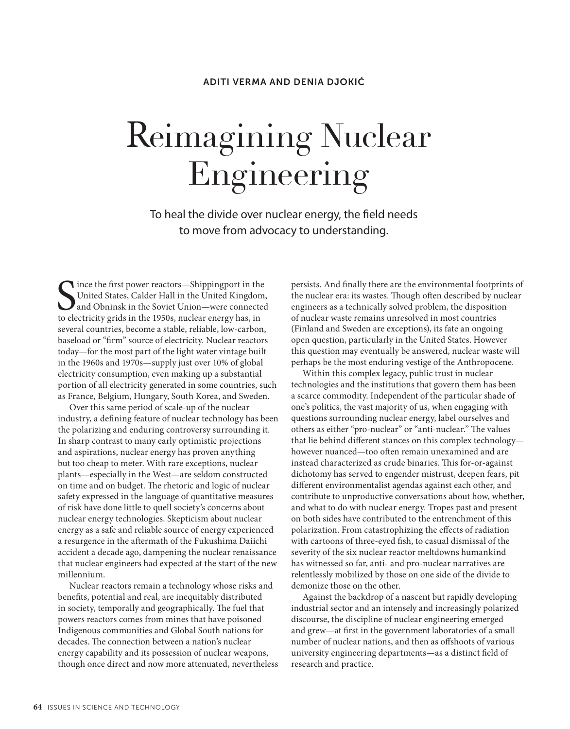ADITI VERMA AND DENIA DJOKIĆ

# Reimagining Nuclear Engineering

To heal the divide over nuclear energy, the field needs to move from advocacy to understanding.

Since the first power reactors—Shippingport in the United States, Calder Hall in the United Kingdom, and Obninsk in the Soviet Union—were connected to electricity grids in the 1950s, nuclear energy has, in several countries, become a stable, reliable, low-carbon, baseload or "firm" source of electricity. Nuclear reactors today—for the most part of the light water vintage built in the 1960s and 1970s—supply just over 10% of global electricity consumption, even making up a substantial portion of all electricity generated in some countries, such as France, Belgium, Hungary, South Korea, and Sweden.

Over this same period of scale-up of the nuclear industry, a defining feature of nuclear technology has been the polarizing and enduring controversy surrounding it. In sharp contrast to many early optimistic projections and aspirations, nuclear energy has proven anything but too cheap to meter. With rare exceptions, nuclear plants—especially in the West—are seldom constructed on time and on budget. The rhetoric and logic of nuclear safety expressed in the language of quantitative measures of risk have done little to quell society's concerns about nuclear energy technologies. Skepticism about nuclear energy as a safe and reliable source of energy experienced a resurgence in the aftermath of the Fukushima Daiichi accident a decade ago, dampening the nuclear renaissance that nuclear engineers had expected at the start of the new millennium.

Nuclear reactors remain a technology whose risks and benefits, potential and real, are inequitably distributed in society, temporally and geographically. The fuel that powers reactors comes from mines that have poisoned Indigenous communities and Global South nations for decades. The connection between a nation's nuclear energy capability and its possession of nuclear weapons, though once direct and now more attenuated, nevertheless persists. And finally there are the environmental footprints of the nuclear era: its wastes. Though often described by nuclear engineers as a technically solved problem, the disposition of nuclear waste remains unresolved in most countries (Finland and Sweden are exceptions), its fate an ongoing open question, particularly in the United States. However this question may eventually be answered, nuclear waste will perhaps be the most enduring vestige of the Anthropocene.

Within this complex legacy, public trust in nuclear technologies and the institutions that govern them has been a scarce commodity. Independent of the particular shade of one's politics, the vast majority of us, when engaging with questions surrounding nuclear energy, label ourselves and others as either "pro-nuclear" or "anti-nuclear." The values that lie behind different stances on this complex technology—however nuanced—too often remain unexamined and are instead characterized as crude binaries. This for-or-against dichotomy has served to engender mistrust, deepen fears, pit different environmentalist agendas against each other, and contribute to unproductive conversations about how, whether, and what to do with nuclear energy. Tropes past and present on both sides have contributed to the entrenchment of this polarization. From catastrophizing the effects of radiation with cartoons of three-eyed fish, to casual dismissal of the severity of the six nuclear reactor meltdowns humankind has witnessed so far, anti- and pro-nuclear narratives are relentlessly mobilized by those on one side of the divide to demonize those on the other.

Against the backdrop of a nascent but rapidly developing industrial sector and an intensely and increasingly polarized discourse, the discipline of nuclear engineering emerged and grew—at first in the government laboratories of a small number of nuclear nations, and then as offshoots of various university engineering departments—as a distinct field of research and practice.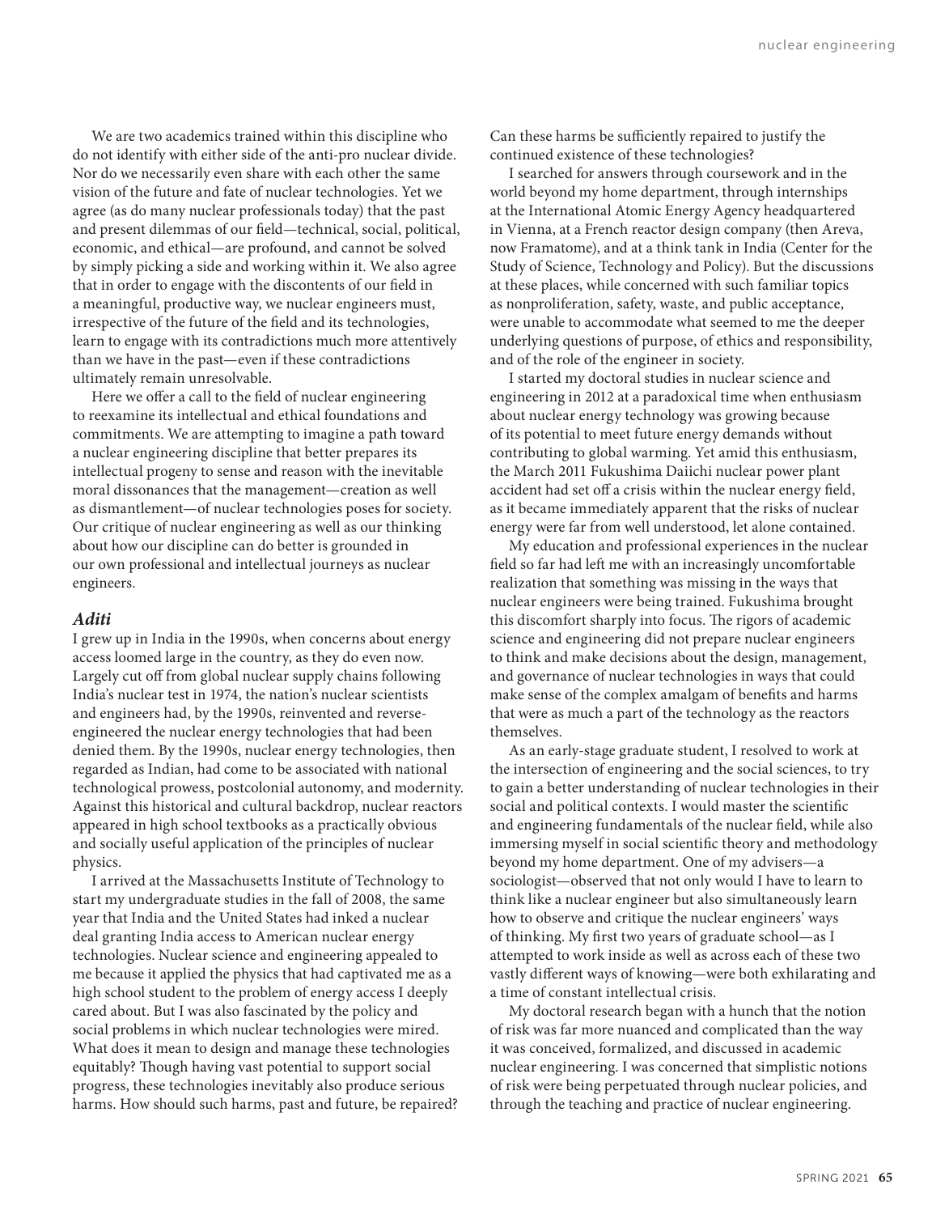We are two academics trained within this discipline who do not identify with either side of the anti-pro nuclear divide. Nor do we necessarily even share with each other the same vision of the future and fate of nuclear technologies. Yet we agree (as do many nuclear professionals today) that the past and present dilemmas of our field—technical, social, political, economic, and ethical—are profound, and cannot be solved by simply picking a side and working within it. We also agree that in order to engage with the discontents of our field in a meaningful, productive way, we nuclear engineers must, irrespective of the future of the field and its technologies, learn to engage with its contradictions much more attentively than we have in the past—even if these contradictions ultimately remain unresolvable.

Here we offer a call to the field of nuclear engineering to reexamine its intellectual and ethical foundations and commitments. We are attempting to imagine a path toward a nuclear engineering discipline that better prepares its intellectual progeny to sense and reason with the inevitable moral dissonances that the management—creation as well as dismantlement—of nuclear technologies poses for society. Our critique of nuclear engineering as well as our thinking about how our discipline can do better is grounded in our own professional and intellectual journeys as nuclear engineers.

### *Aditi*

I grew up in India in the 1990s, when concerns about energy access loomed large in the country, as they do even now. Largely cut off from global nuclear supply chains following India's nuclear test in 1974, the nation's nuclear scientists and engineers had, by the 1990s, reinvented and reverse-engineered the nuclear energy technologies that had been denied them. By the 1990s, nuclear energy technologies, then regarded as Indian, had come to be associated with national technological prowess, postcolonial autonomy, and modernity. Against this historical and cultural backdrop, nuclear reactors appeared in high school textbooks as a practically obvious and socially useful application of the principles of nuclear physics.

I arrived at the Massachusetts Institute of Technology to start my undergraduate studies in the fall of 2008, the same year that India and the United States had inked a nuclear deal granting India access to American nuclear energy technologies. Nuclear science and engineering appealed to me because it applied the physics that had captivated me as a high school student to the problem of energy access I deeply cared about. But I was also fascinated by the policy and social problems in which nuclear technologies were mired. What does it mean to design and manage these technologies equitably? Though having vast potential to support social progress, these technologies inevitably also produce serious harms. How should such harms, past and future, be repaired? Can these harms be sufficiently repaired to justify the continued existence of these technologies?

I searched for answers through coursework and in the world beyond my home department, through internships at the International Atomic Energy Agency headquartered in Vienna, at a French reactor design company (then Areva, now Framatome), and at a think tank in India (Center for the Study of Science, Technology and Policy). But the discussions at these places, while concerned with such familiar topics as nonproliferation, safety, waste, and public acceptance, were unable to accommodate what seemed to me the deeper underlying questions of purpose, of ethics and responsibility, and of the role of the engineer in society.

I started my doctoral studies in nuclear science and engineering in 2012 at a paradoxical time when enthusiasm about nuclear energy technology was growing because of its potential to meet future energy demands without contributing to global warming. Yet amid this enthusiasm, the March 2011 Fukushima Daiichi nuclear power plant accident had set off a crisis within the nuclear energy field, as it became immediately apparent that the risks of nuclear energy were far from well understood, let alone contained.

My education and professional experiences in the nuclear field so far had left me with an increasingly uncomfortable realization that something was missing in the ways that nuclear engineers were being trained. Fukushima brought this discomfort sharply into focus. The rigors of academic science and engineering did not prepare nuclear engineers to think and make decisions about the design, management, and governance of nuclear technologies in ways that could make sense of the complex amalgam of benefits and harms that were as much a part of the technology as the reactors themselves.

As an early-stage graduate student, I resolved to work at the intersection of engineering and the social sciences, to try to gain a better understanding of nuclear technologies in their social and political contexts. I would master the scientific and engineering fundamentals of the nuclear field, while also immersing myself in social scientific theory and methodology beyond my home department. One of my advisers—a sociologist—observed that not only would I have to learn to think like a nuclear engineer but also simultaneously learn how to observe and critique the nuclear engineers' ways of thinking. My first two years of graduate school—as I attempted to work inside as well as across each of these two vastly different ways of knowing—were both exhilarating and a time of constant intellectual crisis.

My doctoral research began with a hunch that the notion of risk was far more nuanced and complicated than the way it was conceived, formalized, and discussed in academic nuclear engineering. I was concerned that simplistic notions of risk were being perpetuated through nuclear policies, and through the teaching and practice of nuclear engineering.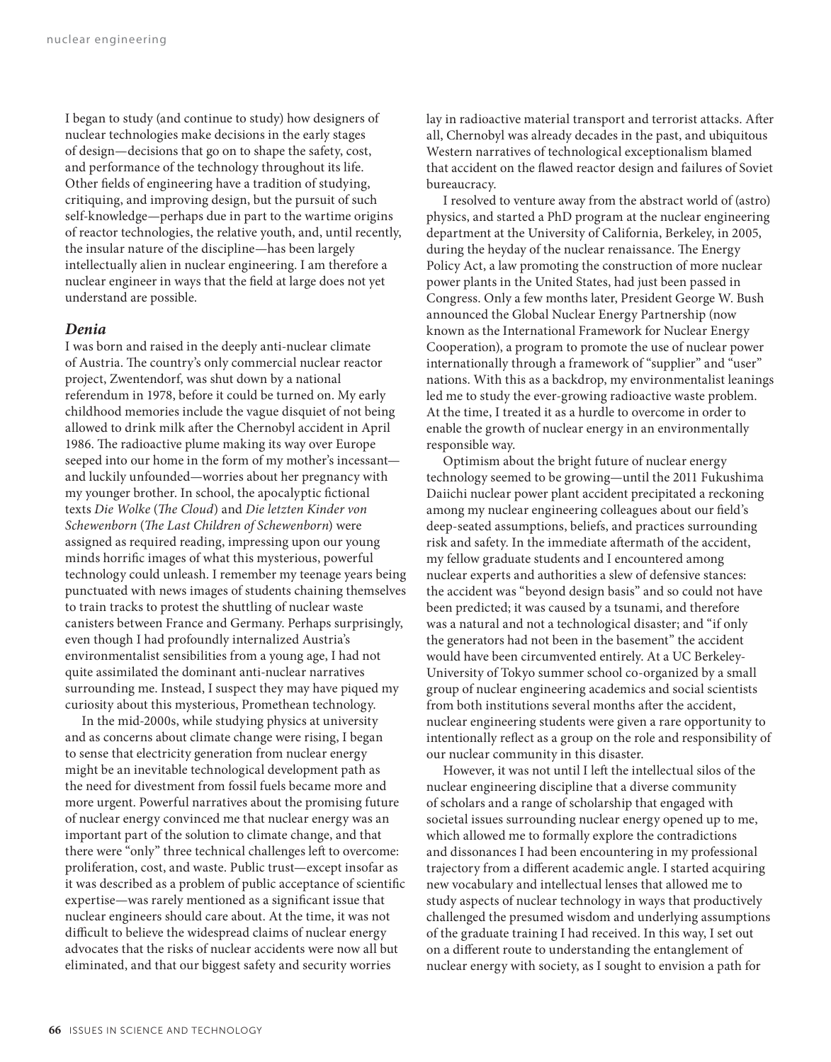I began to study (and continue to study) how designers of nuclear technologies make decisions in the early stages of design—decisions that go on to shape the safety, cost, and performance of the technology throughout its life. Other fields of engineering have a tradition of studying, critiquing, and improving design, but the pursuit of such self-knowledge—perhaps due in part to the wartime origins of reactor technologies, the relative youth, and, until recently, the insular nature of the discipline—has been largely intellectually alien in nuclear engineering. I am therefore a nuclear engineer in ways that the field at large does not yet understand are possible.

### *Denia*

I was born and raised in the deeply anti-nuclear climate of Austria. The country's only commercial nuclear reactor project, Zwentendorf, was shut down by a national referendum in 1978, before it could be turned on. My early childhood memories include the vague disquiet of not being allowed to drink milk after the Chernobyl accident in April 1986. The radioactive plume making its way over Europe seeped into our home in the form of my mother's incessant—and luckily unfounded—worries about her pregnancy with my younger brother. In school, the apocalyptic fictional texts *Die Wolke* (*The Cloud*) and *Die letzten Kinder von Schewenborn* (*The Last Children of Schewenborn*) were assigned as required reading, impressing upon our young minds horrific images of what this mysterious, powerful technology could unleash. I remember my teenage years being punctuated with news images of students chaining themselves to train tracks to protest the shuttling of nuclear waste canisters between France and Germany. Perhaps surprisingly, even though I had profoundly internalized Austria's environmentalist sensibilities from a young age, I had not quite assimilated the dominant anti-nuclear narratives surrounding me. Instead, I suspect they may have piqued my curiosity about this mysterious, Promethean technology.

In the mid-2000s, while studying physics at university and as concerns about climate change were rising, I began to sense that electricity generation from nuclear energy might be an inevitable technological development path as the need for divestment from fossil fuels became more and more urgent. Powerful narratives about the promising future of nuclear energy convinced me that nuclear energy was an important part of the solution to climate change, and that there were "only" three technical challenges left to overcome: proliferation, cost, and waste. Public trust—except insofar as it was described as a problem of public acceptance of scientific expertise—was rarely mentioned as a significant issue that nuclear engineers should care about. At the time, it was not difficult to believe the widespread claims of nuclear energy advocates that the risks of nuclear accidents were now all but eliminated, and that our biggest safety and security worries lay in radioactive material transport and terrorist attacks. After all, Chernobyl was already decades in the past, and ubiquitous Western narratives of technological exceptionalism blamed that accident on the flawed reactor design and failures of Soviet bureaucracy.

I resolved to venture away from the abstract world of (astro) physics, and started a PhD program at the nuclear engineering department at the University of California, Berkeley, in 2005, during the heyday of the nuclear renaissance. The Energy Policy Act, a law promoting the construction of more nuclear power plants in the United States, had just been passed in Congress. Only a few months later, President George W. Bush announced the Global Nuclear Energy Partnership (now known as the International Framework for Nuclear Energy Cooperation), a program to promote the use of nuclear power internationally through a framework of "supplier" and "user" nations. With this as a backdrop, my environmentalist leanings led me to study the ever-growing radioactive waste problem. At the time, I treated it as a hurdle to overcome in order to enable the growth of nuclear energy in an environmentally responsible way.

Optimism about the bright future of nuclear energy technology seemed to be growing—until the 2011 Fukushima Daiichi nuclear power plant accident precipitated a reckoning among my nuclear engineering colleagues about our field's deep-seated assumptions, beliefs, and practices surrounding risk and safety. In the immediate aftermath of the accident, my fellow graduate students and I encountered among nuclear experts and authorities a slew of defensive stances: the accident was "beyond design basis" and so could not have been predicted; it was caused by a tsunami, and therefore was a natural and not a technological disaster; and "if only the generators had not been in the basement" the accident would have been circumvented entirely. At a UC Berkeley-University of Tokyo summer school co-organized by a small group of nuclear engineering academics and social scientists from both institutions several months after the accident, nuclear engineering students were given a rare opportunity to intentionally reflect as a group on the role and responsibility of our nuclear community in this disaster.

However, it was not until I left the intellectual silos of the nuclear engineering discipline that a diverse community of scholars and a range of scholarship that engaged with societal issues surrounding nuclear energy opened up to me, which allowed me to formally explore the contradictions and dissonances I had been encountering in my professional trajectory from a different academic angle. I started acquiring new vocabulary and intellectual lenses that allowed me to study aspects of nuclear technology in ways that productively challenged the presumed wisdom and underlying assumptions of the graduate training I had received. In this way, I set out on a different route to understanding the entanglement of nuclear energy with society, as I sought to envision a path for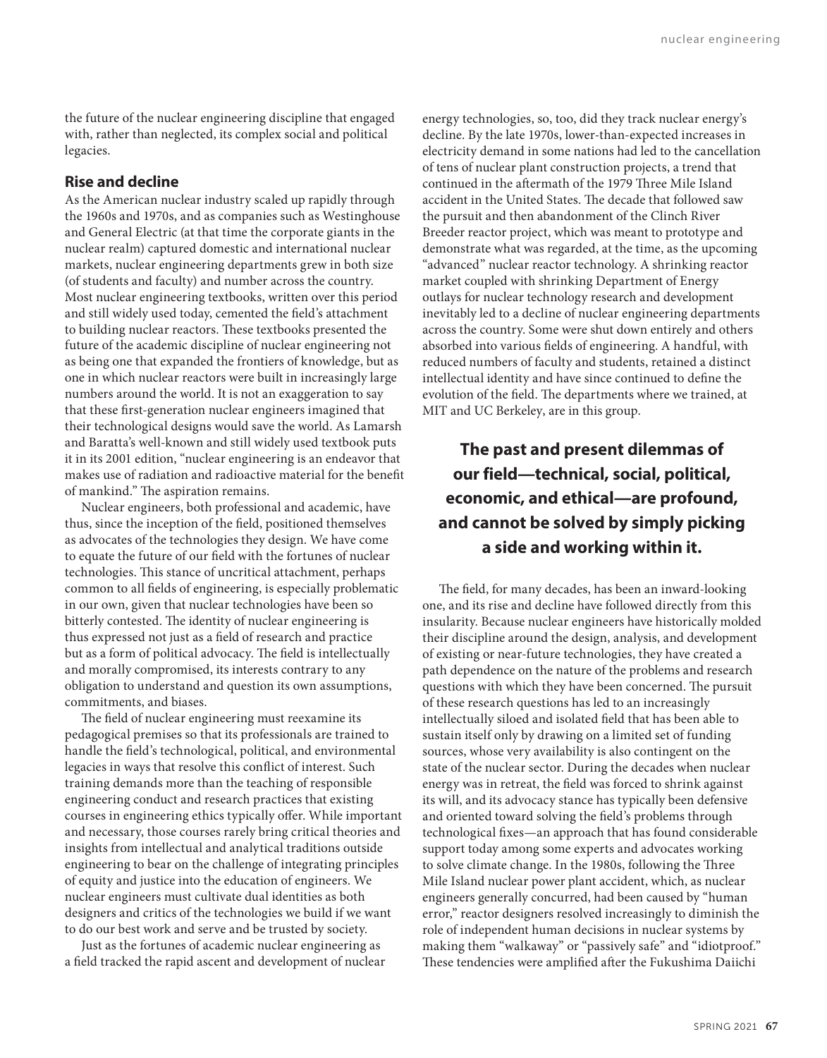the future of the nuclear engineering discipline that engaged with, rather than neglected, its complex social and political legacies.

## Rise and decline

As the American nuclear industry scaled up rapidly through the 1960s and 1970s, and as companies such as Westinghouse and General Electric (at that time the corporate giants in the nuclear realm) captured domestic and international nuclear markets, nuclear engineering departments grew in both size (of students and faculty) and number across the country. Most nuclear engineering textbooks, written over this period and still widely used today, cemented the field's attachment to building nuclear reactors. These textbooks presented the future of the academic discipline of nuclear engineering not as being one that expanded the frontiers of knowledge, but as one in which nuclear reactors were built in increasingly large numbers around the world. It is not an exaggeration to say that these first-generation nuclear engineers imagined that their technological designs would save the world. As Lamarsh and Baratta's well-known and still widely used textbook puts it in its 2001 edition, "nuclear engineering is an endeavor that makes use of radiation and radioactive material for the benefit of mankind." The aspiration remains.

Nuclear engineers, both professional and academic, have thus, since the inception of the field, positioned themselves as advocates of the technologies they design. We have come to equate the future of our field with the fortunes of nuclear technologies. This stance of uncritical attachment, perhaps common to all fields of engineering, is especially problematic in our own, given that nuclear technologies have been so bitterly contested. The identity of nuclear engineering is thus expressed not just as a field of research and practice but as a form of political advocacy. The field is intellectually and morally compromised, its interests contrary to any obligation to understand and question its own assumptions, commitments, and biases.

The field of nuclear engineering must reexamine its pedagogical premises so that its professionals are trained to handle the field's technological, political, and environmental legacies in ways that resolve this conflict of interest. Such training demands more than the teaching of responsible engineering conduct and research practices that existing courses in engineering ethics typically offer. While important and necessary, those courses rarely bring critical theories and insights from intellectual and analytical traditions outside engineering to bear on the challenge of integrating principles of equity and justice into the education of engineers. We nuclear engineers must cultivate dual identities as both designers and critics of the technologies we build if we want to do our best work and serve and be trusted by society.

Just as the fortunes of academic nuclear engineering as a field tracked the rapid ascent and development of nuclear energy technologies, so, too, did they track nuclear energy's decline. By the late 1970s, lower-than-expected increases in electricity demand in some nations had led to the cancellation of tens of nuclear plant construction projects, a trend that continued in the aftermath of the 1979 Three Mile Island accident in the United States. The decade that followed saw the pursuit and then abandonment of the Clinch River Breeder reactor project, which was meant to prototype and demonstrate what was regarded, at the time, as the upcoming "advanced" nuclear reactor technology. A shrinking reactor market coupled with shrinking Department of Energy outlays for nuclear technology research and development inevitably led to a decline of nuclear engineering departments across the country. Some were shut down entirely and others absorbed into various fields of engineering. A handful, with reduced numbers of faculty and students, retained a distinct intellectual identity and have since continued to define the evolution of the field. The departments where we trained, at MIT and UC Berkeley, are in this group.

**The past and present dilemmas of our field—technical, social, political, economic, and ethical—are profound, and cannot be solved by simply picking a side and working within it.**

The field, for many decades, has been an inward-looking one, and its rise and decline have followed directly from this insularity. Because nuclear engineers have historically molded their discipline around the design, analysis, and development of existing or near-future technologies, they have created a path dependence on the nature of the problems and research questions with which they have been concerned. The pursuit of these research questions has led to an increasingly intellectually siloed and isolated field that has been able to sustain itself only by drawing on a limited set of funding sources, whose very availability is also contingent on the state of the nuclear sector. During the decades when nuclear energy was in retreat, the field was forced to shrink against its will, and its advocacy stance has typically been defensive and oriented toward solving the field's problems through technological fixes—an approach that has found considerable support today among some experts and advocates working to solve climate change. In the 1980s, following the Three Mile Island nuclear power plant accident, which, as nuclear engineers generally concurred, had been caused by "human error," reactor designers resolved increasingly to diminish the role of independent human decisions in nuclear systems by making them "walkaway" or "passively safe" and "idiotproof." These tendencies were amplified after the Fukushima Daiichi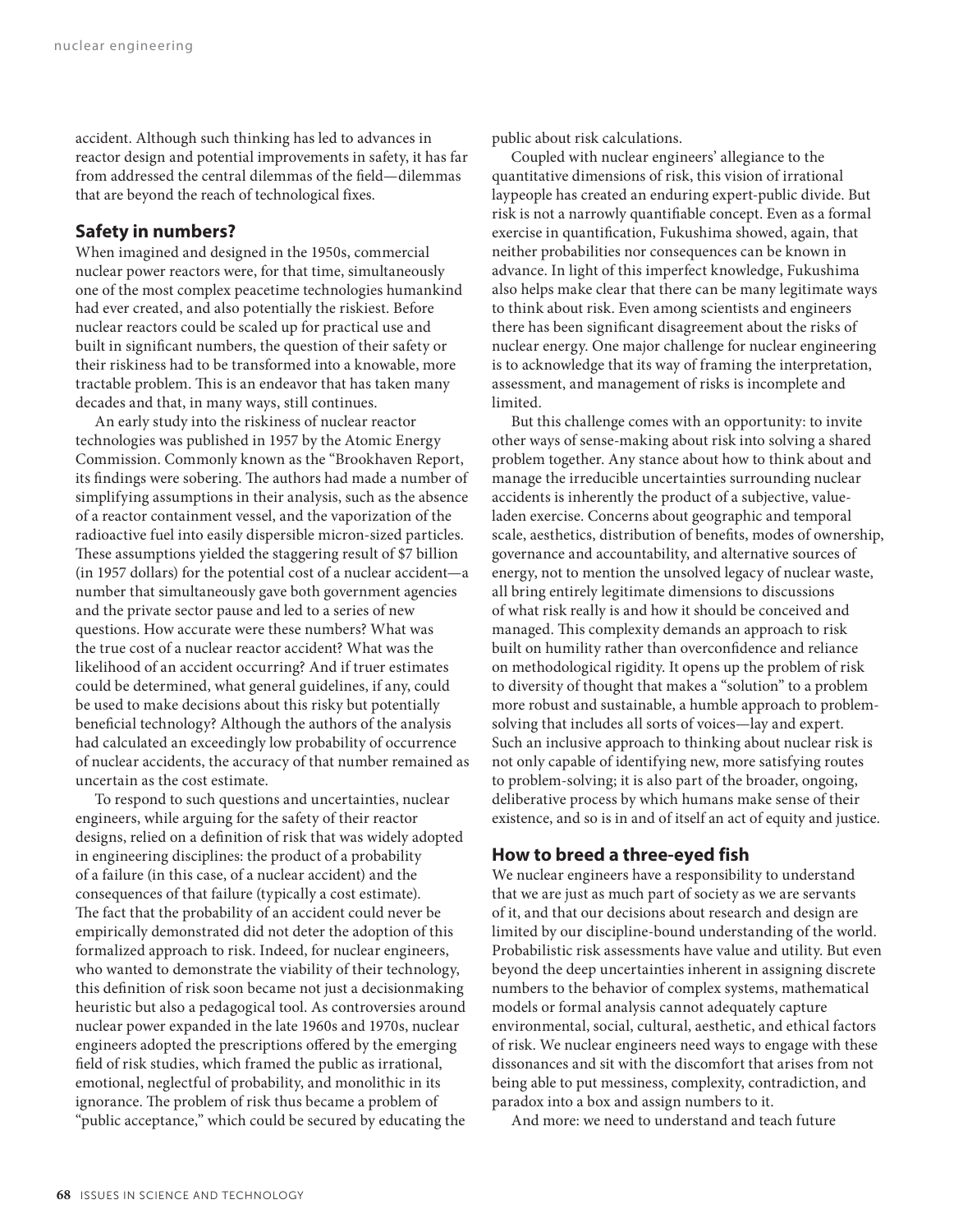accident. Although such thinking has led to advances in reactor design and potential improvements in safety, it has far from addressed the central dilemmas of the field—dilemmas that are beyond the reach of technological fixes.

## Safety in numbers?

When imagined and designed in the 1950s, commercial nuclear power reactors were, for that time, simultaneously one of the most complex peacetime technologies humankind had ever created, and also potentially the riskiest. Before nuclear reactors could be scaled up for practical use and built in significant numbers, the question of their safety or their riskiness had to be transformed into a knowable, more tractable problem. This is an endeavor that has taken many decades and that, in many ways, still continues.

An early study into the riskiness of nuclear reactor technologies was published in 1957 by the Atomic Energy Commission. Commonly known as the "Brookhaven Report, its findings were sobering. The authors had made a number of simplifying assumptions in their analysis, such as the absence of a reactor containment vessel, and the vaporization of the radioactive fuel into easily dispersible micron-sized particles. These assumptions yielded the staggering result of $7 billion (in 1957 dollars) for the potential cost of a nuclear accident—a number that simultaneously gave both government agencies and the private sector pause and led to a series of new questions. How accurate were these numbers? What was the true cost of a nuclear reactor accident? What was the likelihood of an accident occurring? And if truer estimates could be determined, what general guidelines, if any, could be used to make decisions about this risky but potentially beneficial technology? Although the authors of the analysis had calculated an exceedingly low probability of occurrence of nuclear accidents, the accuracy of that number remained as uncertain as the cost estimate.

To respond to such questions and uncertainties, nuclear engineers, while arguing for the safety of their reactor designs, relied on a definition of risk that was widely adopted in engineering disciplines: the product of a probability of a failure (in this case, of a nuclear accident) and the consequences of that failure (typically a cost estimate). The fact that the probability of an accident could never be empirically demonstrated did not deter the adoption of this formalized approach to risk. Indeed, for nuclear engineers, who wanted to demonstrate the viability of their technology, this definition of risk soon became not just a decisionmaking heuristic but also a pedagogical tool. As controversies around nuclear power expanded in the late 1960s and 1970s, nuclear engineers adopted the prescriptions offered by the emerging field of risk studies, which framed the public as irrational, emotional, neglectful of probability, and monolithic in its ignorance. The problem of risk thus became a problem of "public acceptance," which could be secured by educating the public about risk calculations.

Coupled with nuclear engineers' allegiance to the quantitative dimensions of risk, this vision of irrational laypeople has created an enduring expert-public divide. But risk is not a narrowly quantifiable concept. Even as a formal exercise in quantification, Fukushima showed, again, that neither probabilities nor consequences can be known in advance. In light of this imperfect knowledge, Fukushima also helps make clear that there can be many legitimate ways to think about risk. Even among scientists and engineers there has been significant disagreement about the risks of nuclear energy. One major challenge for nuclear engineering is to acknowledge that its way of framing the interpretation, assessment, and management of risks is incomplete and limited.

But this challenge comes with an opportunity: to invite other ways of sense-making about risk into solving a shared problem together. Any stance about how to think about and manage the irreducible uncertainties surrounding nuclear accidents is inherently the product of a subjective, value-laden exercise. Concerns about geographic and temporal scale, aesthetics, distribution of benefits, modes of ownership, governance and accountability, and alternative sources of energy, not to mention the unsolved legacy of nuclear waste, all bring entirely legitimate dimensions to discussions of what risk really is and how it should be conceived and managed. This complexity demands an approach to risk built on humility rather than overconfidence and reliance on methodological rigidity. It opens up the problem of risk to diversity of thought that makes a "solution" to a problem more robust and sustainable, a humble approach to problem-solving that includes all sorts of voices—lay and expert. Such an inclusive approach to thinking about nuclear risk is not only capable of identifying new, more satisfying routes to problem-solving; it is also part of the broader, ongoing, deliberative process by which humans make sense of their existence, and so is in and of itself an act of equity and justice.

## How to breed a three-eyed fish

We nuclear engineers have a responsibility to understand that we are just as much part of society as we are servants of it, and that our decisions about research and design are limited by our discipline-bound understanding of the world. Probabilistic risk assessments have value and utility. But even beyond the deep uncertainties inherent in assigning discrete numbers to the behavior of complex systems, mathematical models or formal analysis cannot adequately capture environmental, social, cultural, aesthetic, and ethical factors of risk. We nuclear engineers need ways to engage with these dissonances and sit with the discomfort that arises from not being able to put messiness, complexity, contradiction, and paradox into a box and assign numbers to it.

And more: we need to understand and teach future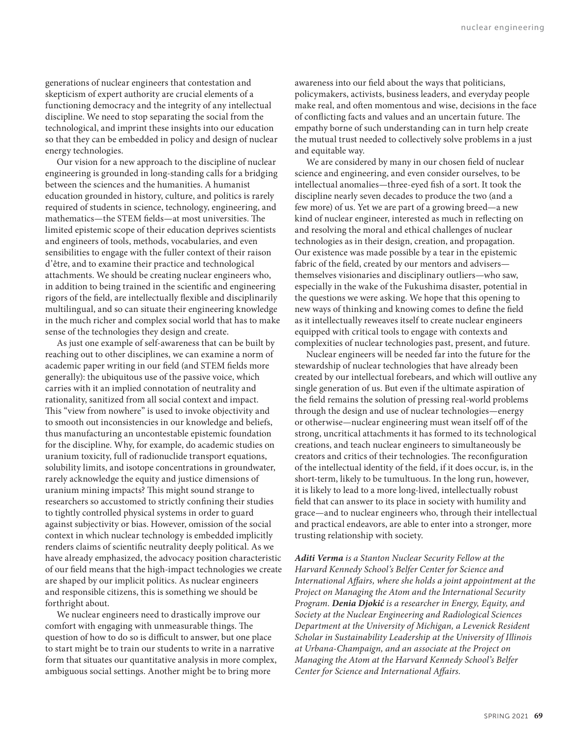generations of nuclear engineers that contestation and skepticism of expert authority are crucial elements of a functioning democracy and the integrity of any intellectual discipline. We need to stop separating the social from the technological, and imprint these insights into our education so that they can be embedded in policy and design of nuclear energy technologies.

Our vision for a new approach to the discipline of nuclear engineering is grounded in long-standing calls for a bridging between the sciences and the humanities. A humanist education grounded in history, culture, and politics is rarely required of students in science, technology, engineering, and mathematics—the STEM fields—at most universities. The limited epistemic scope of their education deprives scientists and engineers of tools, methods, vocabularies, and even sensibilities to engage with the fuller context of their raison d'être, and to examine their practice and technological attachments. We should be creating nuclear engineers who, in addition to being trained in the scientific and engineering rigors of the field, are intellectually flexible and disciplinarily multilingual, and so can situate their engineering knowledge in the much richer and complex social world that has to make sense of the technologies they design and create.

As just one example of self-awareness that can be built by reaching out to other disciplines, we can examine a norm of academic paper writing in our field (and STEM fields more generally): the ubiquitous use of the passive voice, which carries with it an implied connotation of neutrality and rationality, sanitized from all social context and impact. This "view from nowhere" is used to invoke objectivity and to smooth out inconsistencies in our knowledge and beliefs, thus manufacturing an uncontestable epistemic foundation for the discipline. Why, for example, do academic studies on uranium toxicity, full of radionuclide transport equations, solubility limits, and isotope concentrations in groundwater, rarely acknowledge the equity and justice dimensions of uranium mining impacts? This might sound strange to researchers so accustomed to strictly confining their studies to tightly controlled physical systems in order to guard against subjectivity or bias. However, omission of the social context in which nuclear technology is embedded implicitly renders claims of scientific neutrality deeply political. As we have already emphasized, the advocacy position characteristic of our field means that the high-impact technologies we create are shaped by our implicit politics. As nuclear engineers and responsible citizens, this is something we should be forthright about.

We nuclear engineers need to drastically improve our comfort with engaging with unmeasurable things. The question of how to do so is difficult to answer, but one place to start might be to train our students to write in a narrative form that situates our quantitative analysis in more complex, ambiguous social settings. Another might be to bring more awareness into our field about the ways that politicians, policymakers, activists, business leaders, and everyday people make real, and often momentous and wise, decisions in the face of conflicting facts and values and an uncertain future. The empathy borne of such understanding can in turn help create the mutual trust needed to collectively solve problems in a just and equitable way.

We are considered by many in our chosen field of nuclear science and engineering, and even consider ourselves, to be intellectual anomalies—three-eyed fish of a sort. It took the discipline nearly seven decades to produce the two (and a few more) of us. Yet we are part of a growing breed—a new kind of nuclear engineer, interested as much in reflecting on and resolving the moral and ethical challenges of nuclear technologies as in their design, creation, and propagation. Our existence was made possible by a tear in the epistemic fabric of the field, created by our mentors and advisers—themselves visionaries and disciplinary outliers—who saw, especially in the wake of the Fukushima disaster, potential in the questions we were asking. We hope that this opening to new ways of thinking and knowing comes to define the field as it intellectually reweaves itself to create nuclear engineers equipped with critical tools to engage with contexts and complexities of nuclear technologies past, present, and future.

Nuclear engineers will be needed far into the future for the stewardship of nuclear technologies that have already been created by our intellectual forebears, and which will outlive any single generation of us. But even if the ultimate aspiration of the field remains the solution of pressing real-world problems through the design and use of nuclear technologies—energy or otherwise—nuclear engineering must wean itself off of the strong, uncritical attachments it has formed to its technological creations, and teach nuclear engineers to simultaneously be creators and critics of their technologies. The reconfiguration of the intellectual identity of the field, if it does occur, is, in the short-term, likely to be tumultuous. In the long run, however, it is likely to lead to a more long-lived, intellectually robust field that can answer to its place in society with humility and grace—and to nuclear engineers who, through their intellectual and practical endeavors, are able to enter into a stronger, more trusting relationship with society.

***Aditi Verma*** *is a Stanton Nuclear Security Fellow at the Harvard Kennedy School's Belfer Center for Science and International Affairs, where she holds a joint appointment at the Project on Managing the Atom and the International Security Program.* ***Denia Djokić*** *is a researcher in Energy, Equity, and Society at the Nuclear Engineering and Radiological Sciences Department at the University of Michigan, a Levenick Resident Scholar in Sustainability Leadership at the University of Illinois at Urbana-Champaign, and an associate at the Project on Managing the Atom at the Harvard Kennedy School's Belfer Center for Science and International Affairs.*